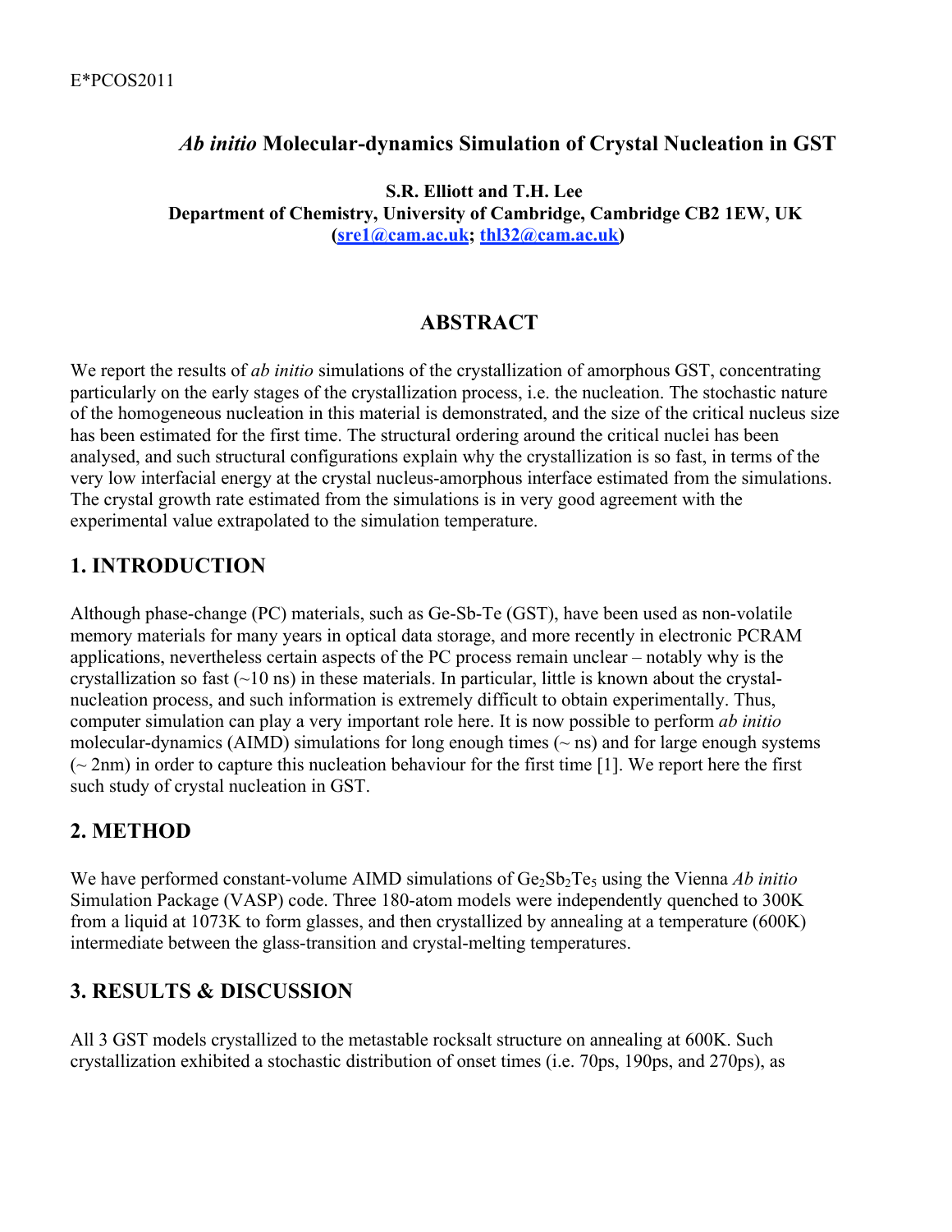E*PCOS2011

# *Ab initio* Molecular-dynamics Simulation of Crystal Nucleation in GST

**S.R. Elliott and T.H. Lee**
**Department of Chemistry, University of Cambridge, Cambridge CB2 1EW, UK**
**(sre1@cam.ac.uk; thl32@cam.ac.uk)**

## ABSTRACT

We report the results of *ab initio* simulations of the crystallization of amorphous GST, concentrating particularly on the early stages of the crystallization process, i.e. the nucleation. The stochastic nature of the homogeneous nucleation in this material is demonstrated, and the size of the critical nucleus size has been estimated for the first time. The structural ordering around the critical nuclei has been analysed, and such structural configurations explain why the crystallization is so fast, in terms of the very low interfacial energy at the crystal nucleus-amorphous interface estimated from the simulations. The crystal growth rate estimated from the simulations is in very good agreement with the experimental value extrapolated to the simulation temperature.

## 1. INTRODUCTION

Although phase-change (PC) materials, such as Ge-Sb-Te (GST), have been used as non-volatile memory materials for many years in optical data storage, and more recently in electronic PCRAM applications, nevertheless certain aspects of the PC process remain unclear – notably why is the crystallization so fast (~10 ns) in these materials. In particular, little is known about the crystal-nucleation process, and such information is extremely difficult to obtain experimentally. Thus, computer simulation can play a very important role here. It is now possible to perform *ab initio* molecular-dynamics (AIMD) simulations for long enough times (~ ns) and for large enough systems (~ 2nm) in order to capture this nucleation behaviour for the first time [1]. We report here the first such study of crystal nucleation in GST.

## 2. METHOD

We have performed constant-volume AIMD simulations of $Ge_2Sb_2Te_5$ using the Vienna *Ab initio* Simulation Package (VASP) code. Three 180-atom models were independently quenched to 300K from a liquid at 1073K to form glasses, and then crystallized by annealing at a temperature (600K) intermediate between the glass-transition and crystal-melting temperatures.

## 3. RESULTS & DISCUSSION

All 3 GST models crystallized to the metastable rocksalt structure on annealing at 600K. Such crystallization exhibited a stochastic distribution of onset times (i.e. 70ps, 190ps, and 270ps), as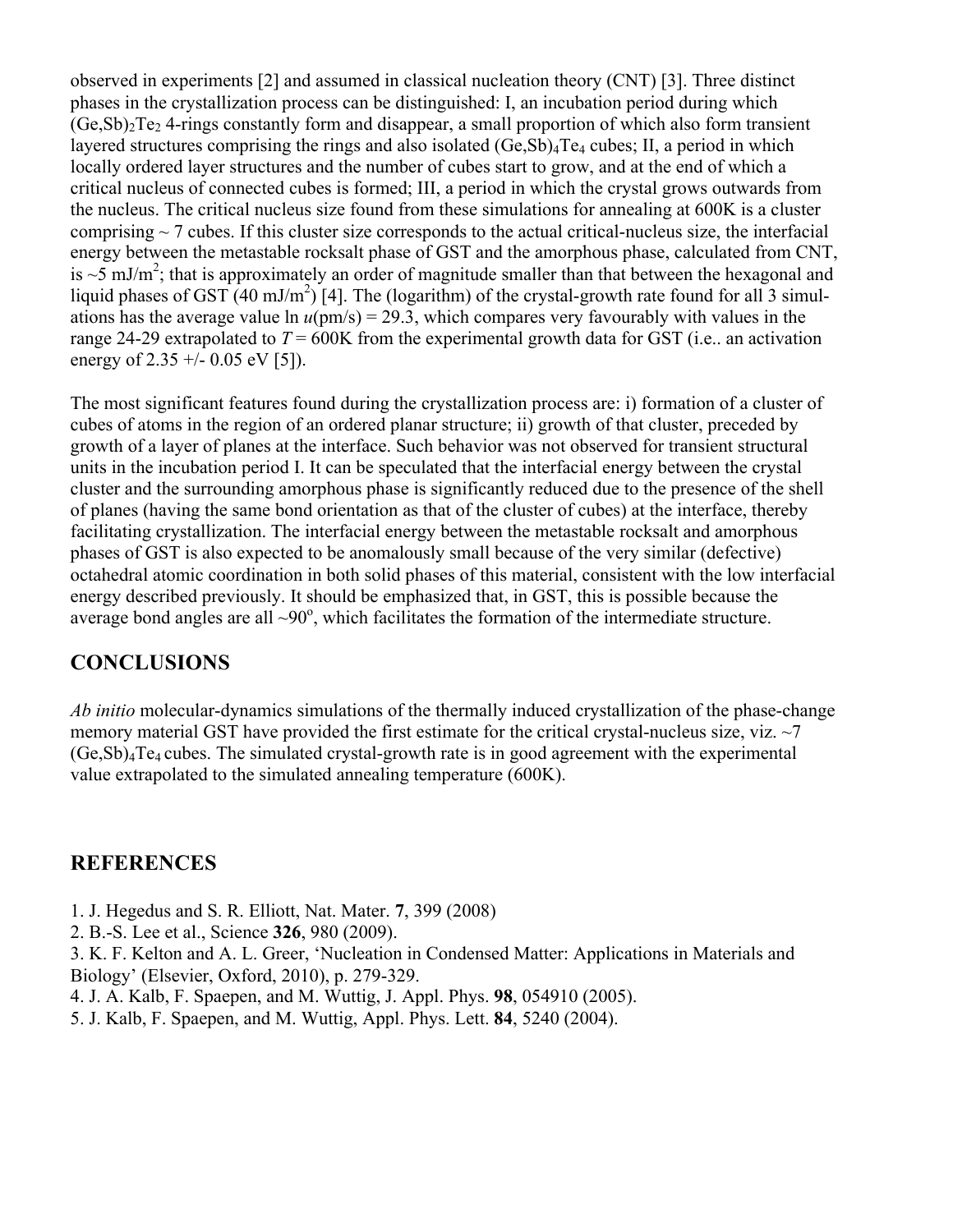observed in experiments [2] and assumed in classical nucleation theory (CNT) [3]. Three distinct phases in the crystallization process can be distinguished: I, an incubation period during which $(Ge,Sb)_2Te_2$ 4-rings constantly form and disappear, a small proportion of which also form transient layered structures comprising the rings and also isolated $(Ge,Sb)_4Te_4$ cubes; II, a period in which locally ordered layer structures and the number of cubes start to grow, and at the end of which a critical nucleus of connected cubes is formed; III, a period in which the crystal grows outwards from the nucleus. The critical nucleus size found from these simulations for annealing at 600K is a cluster comprising ~ 7 cubes. If this cluster size corresponds to the actual critical-nucleus size, the interfacial energy between the metastable rocksalt phase of GST and the amorphous phase, calculated from CNT, is ~5 mJ/m$^2$; that is approximately an order of magnitude smaller than that between the hexagonal and liquid phases of GST (40 mJ/m$^2$) [4]. The (logarithm) of the crystal-growth rate found for all 3 simulations has the average value ln $u$(pm/s) = 29.3, which compares very favourably with values in the range 24-29 extrapolated to $T$ = 600K from the experimental growth data for GST (i.e.. an activation energy of 2.35 +/- 0.05 eV [5]).

The most significant features found during the crystallization process are: i) formation of a cluster of cubes of atoms in the region of an ordered planar structure; ii) growth of that cluster, preceded by growth of a layer of planes at the interface. Such behavior was not observed for transient structural units in the incubation period I. It can be speculated that the interfacial energy between the crystal cluster and the surrounding amorphous phase is significantly reduced due to the presence of the shell of planes (having the same bond orientation as that of the cluster of cubes) at the interface, thereby facilitating crystallization. The interfacial energy between the metastable rocksalt and amorphous phases of GST is also expected to be anomalously small because of the very similar (defective) octahedral atomic coordination in both solid phases of this material, consistent with the low interfacial energy described previously. It should be emphasized that, in GST, this is possible because the average bond angles are all ~90$^o$, which facilitates the formation of the intermediate structure.

## CONCLUSIONS

*Ab initio* molecular-dynamics simulations of the thermally induced crystallization of the phase-change memory material GST have provided the first estimate for the critical crystal-nucleus size, viz. ~7 $(Ge,Sb)_4Te_4$ cubes. The simulated crystal-growth rate is in good agreement with the experimental value extrapolated to the simulated annealing temperature (600K).

## REFERENCES

1. J. Hegedus and S. R. Elliott, Nat. Mater. **7**, 399 (2008)
2. B.-S. Lee et al., Science **326**, 980 (2009).
3. K. F. Kelton and A. L. Greer, 'Nucleation in Condensed Matter: Applications in Materials and Biology' (Elsevier, Oxford, 2010), p. 279-329.
4. J. A. Kalb, F. Spaepen, and M. Wuttig, J. Appl. Phys. **98**, 054910 (2005).
5. J. Kalb, F. Spaepen, and M. Wuttig, Appl. Phys. Lett. **84**, 5240 (2004).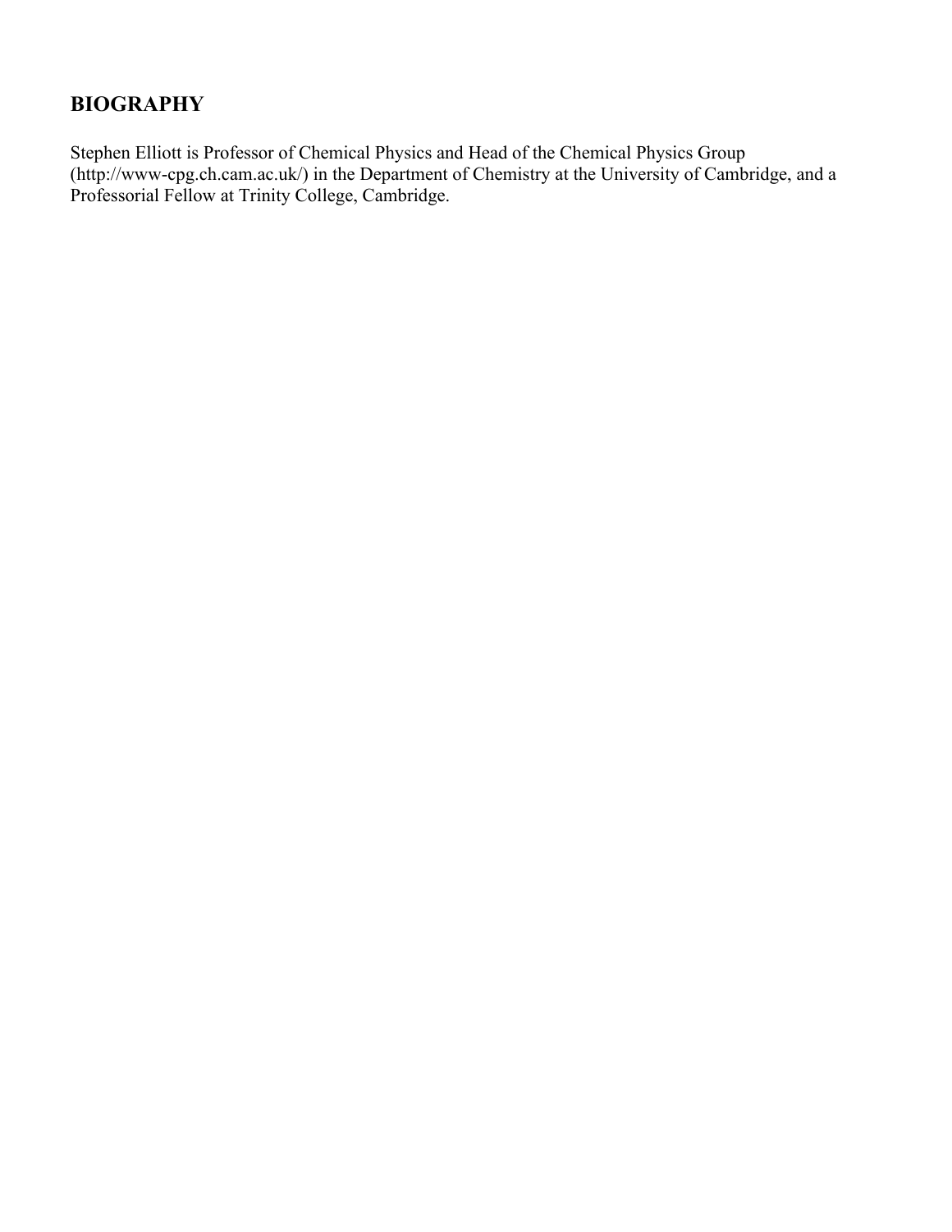## BIOGRAPHY

Stephen Elliott is Professor of Chemical Physics and Head of the Chemical Physics Group (http://www-cpg.ch.cam.ac.uk/) in the Department of Chemistry at the University of Cambridge, and a Professorial Fellow at Trinity College, Cambridge.